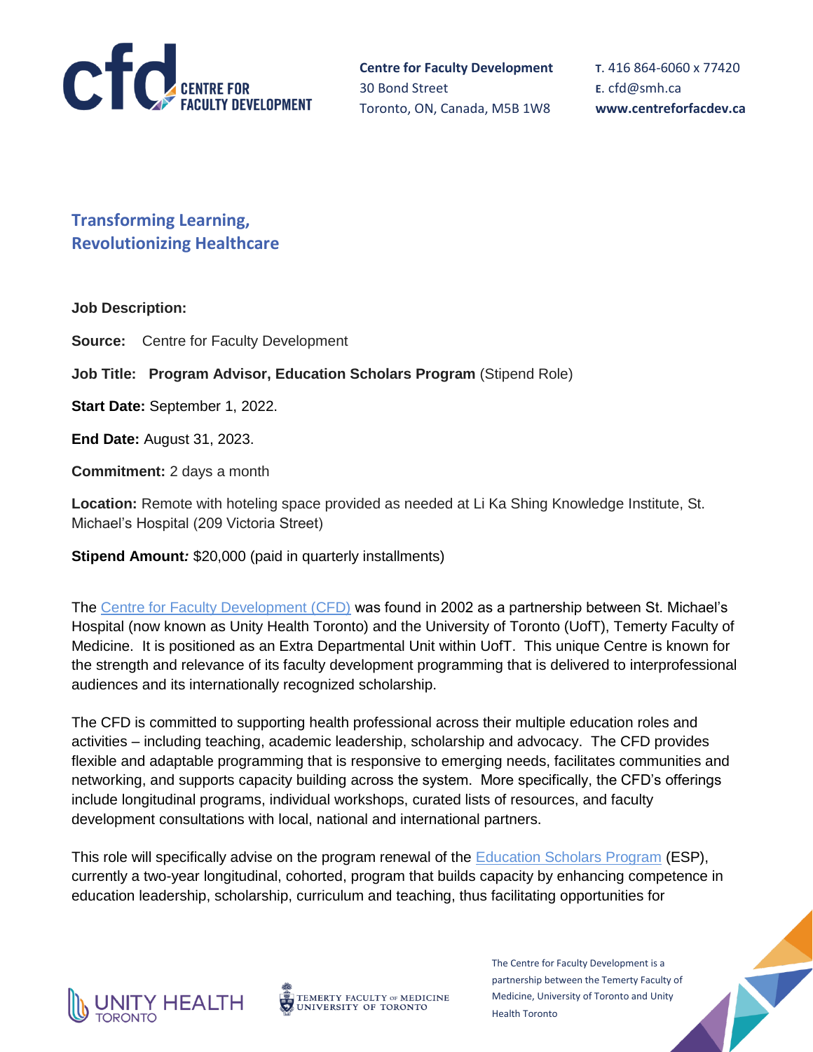**Centre for Faculty Development**
30 Bond Street
Toronto, ON, Canada, M5B 1W8

**T.** 416 864-6060 x 77420
**E.** cfd@smh.ca
**www.centreforfacdev.ca**

## Transforming Learning, Revolutionizing Healthcare

**Job Description:**

**Source:** Centre for Faculty Development

**Job Title:** **Program Advisor, Education Scholars Program** (Stipend Role)

**Start Date:** September 1, 2022.

**End Date:** August 31, 2023.

**Commitment:** 2 days a month

**Location:** Remote with hoteling space provided as needed at Li Ka Shing Knowledge Institute, St. Michael's Hospital (209 Victoria Street)

**Stipend Amount:** $20,000 (paid in quarterly installments)

The Centre for Faculty Development (CFD) was found in 2002 as a partnership between St. Michael's Hospital (now known as Unity Health Toronto) and the University of Toronto (UofT), Temerty Faculty of Medicine. It is positioned as an Extra Departmental Unit within UofT. This unique Centre is known for the strength and relevance of its faculty development programming that is delivered to interprofessional audiences and its internationally recognized scholarship.

The CFD is committed to supporting health professional across their multiple education roles and activities – including teaching, academic leadership, scholarship and advocacy. The CFD provides flexible and adaptable programming that is responsive to emerging needs, facilitates communities and networking, and supports capacity building across the system. More specifically, the CFD's offerings include longitudinal programs, individual workshops, curated lists of resources, and faculty development consultations with local, national and international partners.

This role will specifically advise on the program renewal of the Education Scholars Program (ESP), currently a two-year longitudinal, cohorted, program that builds capacity by enhancing competence in education leadership, scholarship, curriculum and teaching, thus facilitating opportunities for

The Centre for Faculty Development is a partnership between the Temerty Faculty of Medicine, University of Toronto and Unity Health Toronto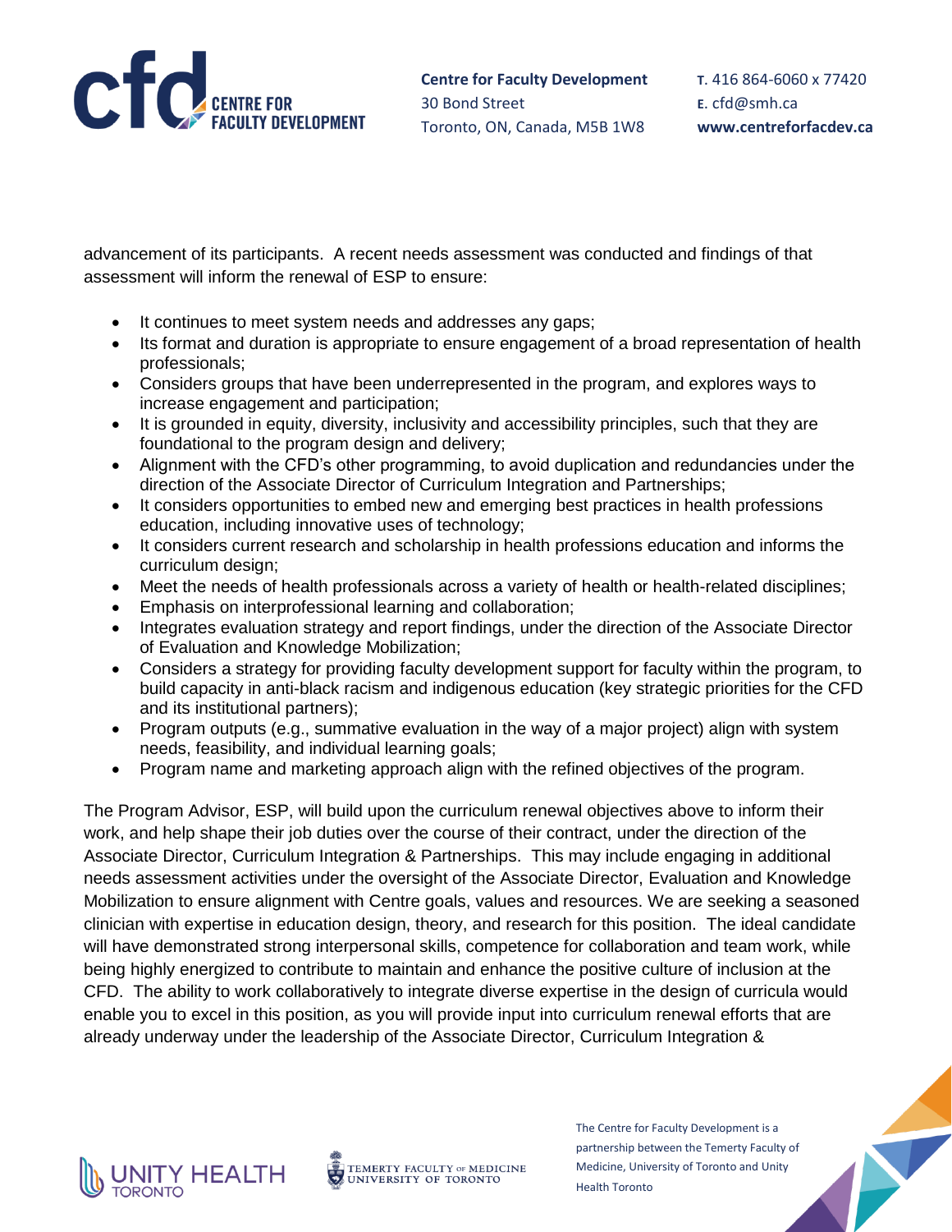advancement of its participants. A recent needs assessment was conducted and findings of that assessment will inform the renewal of ESP to ensure:

- It continues to meet system needs and addresses any gaps;
- Its format and duration is appropriate to ensure engagement of a broad representation of health professionals;
- Considers groups that have been underrepresented in the program, and explores ways to increase engagement and participation;
- It is grounded in equity, diversity, inclusivity and accessibility principles, such that they are foundational to the program design and delivery;
- Alignment with the CFD's other programming, to avoid duplication and redundancies under the direction of the Associate Director of Curriculum Integration and Partnerships;
- It considers opportunities to embed new and emerging best practices in health professions education, including innovative uses of technology;
- It considers current research and scholarship in health professions education and informs the curriculum design;
- Meet the needs of health professionals across a variety of health or health-related disciplines;
- Emphasis on interprofessional learning and collaboration;
- Integrates evaluation strategy and report findings, under the direction of the Associate Director of Evaluation and Knowledge Mobilization;
- Considers a strategy for providing faculty development support for faculty within the program, to build capacity in anti-black racism and indigenous education (key strategic priorities for the CFD and its institutional partners);
- Program outputs (e.g., summative evaluation in the way of a major project) align with system needs, feasibility, and individual learning goals;
- Program name and marketing approach align with the refined objectives of the program.

The Program Advisor, ESP, will build upon the curriculum renewal objectives above to inform their work, and help shape their job duties over the course of their contract, under the direction of the Associate Director, Curriculum Integration & Partnerships. This may include engaging in additional needs assessment activities under the oversight of the Associate Director, Evaluation and Knowledge Mobilization to ensure alignment with Centre goals, values and resources. We are seeking a seasoned clinician with expertise in education design, theory, and research for this position. The ideal candidate will have demonstrated strong interpersonal skills, competence for collaboration and team work, while being highly energized to contribute to maintain and enhance the positive culture of inclusion at the CFD. The ability to work collaboratively to integrate diverse expertise in the design of curricula would enable you to excel in this position, as you will provide input into curriculum renewal efforts that are already underway under the leadership of the Associate Director, Curriculum Integration &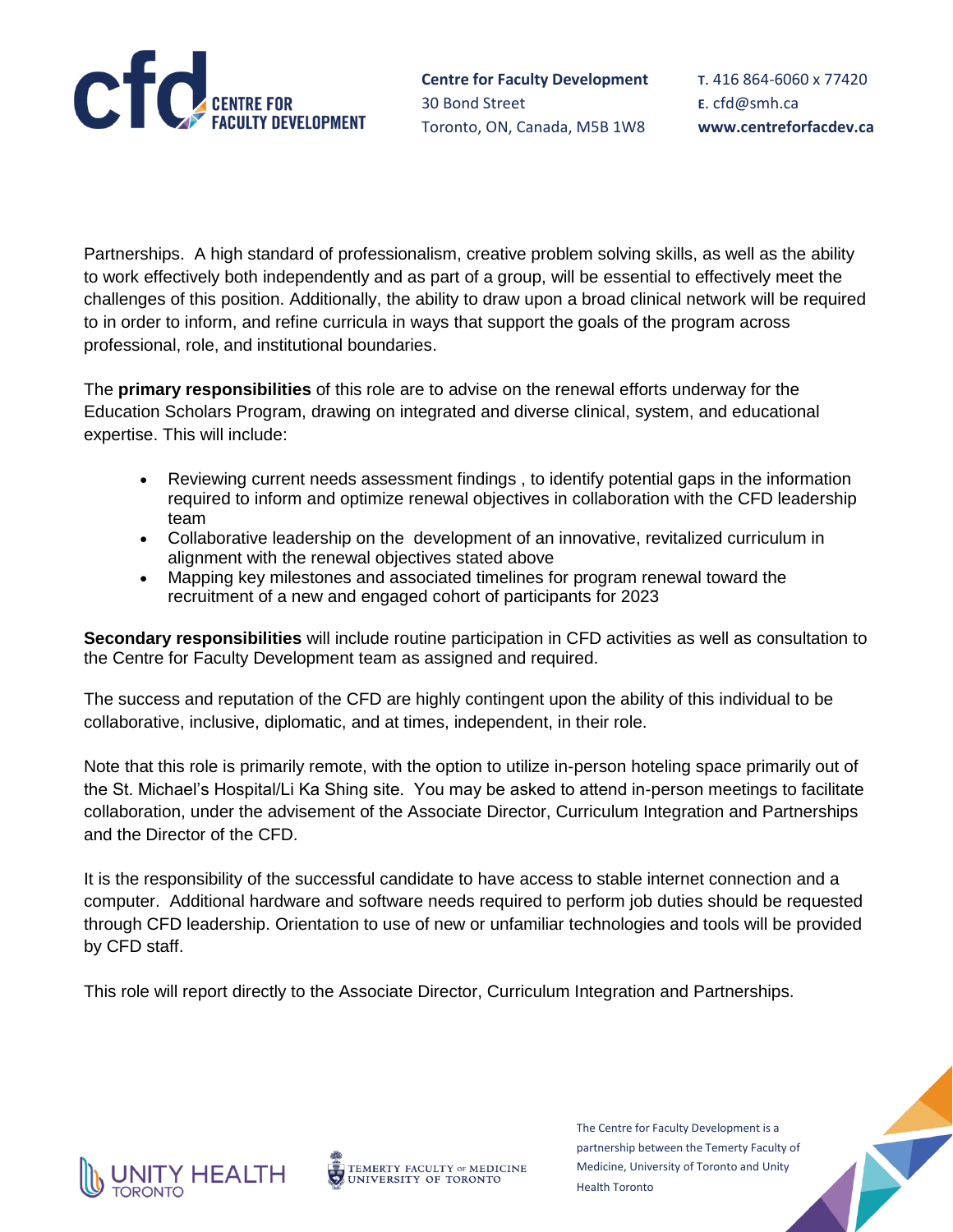Partnerships. A high standard of professionalism, creative problem solving skills, as well as the ability to work effectively both independently and as part of a group, will be essential to effectively meet the challenges of this position. Additionally, the ability to draw upon a broad clinical network will be required to in order to inform, and refine curricula in ways that support the goals of the program across professional, role, and institutional boundaries.

The **primary responsibilities** of this role are to advise on the renewal efforts underway for the Education Scholars Program, drawing on integrated and diverse clinical, system, and educational expertise. This will include:

- Reviewing current needs assessment findings , to identify potential gaps in the information required to inform and optimize renewal objectives in collaboration with the CFD leadership team
- Collaborative leadership on the development of an innovative, revitalized curriculum in alignment with the renewal objectives stated above
- Mapping key milestones and associated timelines for program renewal toward the recruitment of a new and engaged cohort of participants for 2023

**Secondary responsibilities** will include routine participation in CFD activities as well as consultation to the Centre for Faculty Development team as assigned and required.

The success and reputation of the CFD are highly contingent upon the ability of this individual to be collaborative, inclusive, diplomatic, and at times, independent, in their role.

Note that this role is primarily remote, with the option to utilize in-person hoteling space primarily out of the St. Michael's Hospital/Li Ka Shing site. You may be asked to attend in-person meetings to facilitate collaboration, under the advisement of the Associate Director, Curriculum Integration and Partnerships and the Director of the CFD.

It is the responsibility of the successful candidate to have access to stable internet connection and a computer. Additional hardware and software needs required to perform job duties should be requested through CFD leadership. Orientation to use of new or unfamiliar technologies and tools will be provided by CFD staff.

This role will report directly to the Associate Director, Curriculum Integration and Partnerships.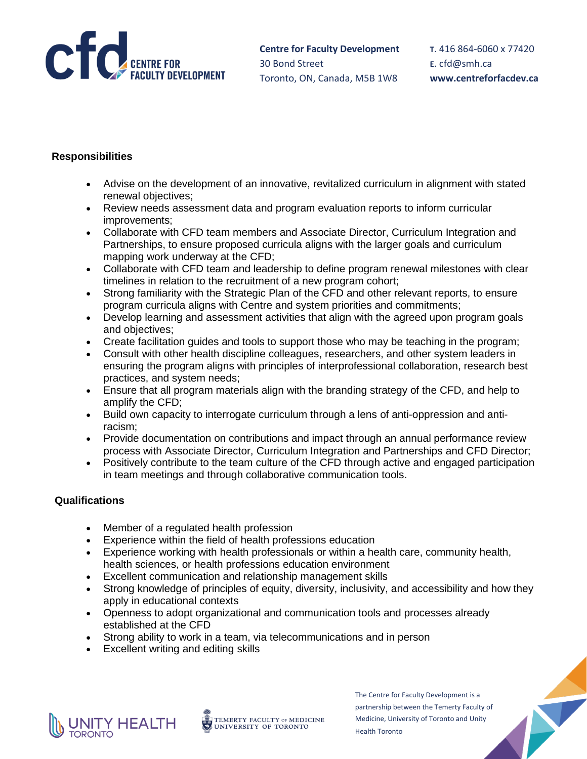## Responsibilities

- Advise on the development of an innovative, revitalized curriculum in alignment with stated renewal objectives;
- Review needs assessment data and program evaluation reports to inform curricular improvements;
- Collaborate with CFD team members and Associate Director, Curriculum Integration and Partnerships, to ensure proposed curricula aligns with the larger goals and curriculum mapping work underway at the CFD;
- Collaborate with CFD team and leadership to define program renewal milestones with clear timelines in relation to the recruitment of a new program cohort;
- Strong familiarity with the Strategic Plan of the CFD and other relevant reports, to ensure program curricula aligns with Centre and system priorities and commitments;
- Develop learning and assessment activities that align with the agreed upon program goals and objectives;
- Create facilitation guides and tools to support those who may be teaching in the program;
- Consult with other health discipline colleagues, researchers, and other system leaders in ensuring the program aligns with principles of interprofessional collaboration, research best practices, and system needs;
- Ensure that all program materials align with the branding strategy of the CFD, and help to amplify the CFD;
- Build own capacity to interrogate curriculum through a lens of anti-oppression and anti-racism;
- Provide documentation on contributions and impact through an annual performance review process with Associate Director, Curriculum Integration and Partnerships and CFD Director;
- Positively contribute to the team culture of the CFD through active and engaged participation in team meetings and through collaborative communication tools.

## Qualifications

- Member of a regulated health profession
- Experience within the field of health professions education
- Experience working with health professionals or within a health care, community health, health sciences, or health professions education environment
- Excellent communication and relationship management skills
- Strong knowledge of principles of equity, diversity, inclusivity, and accessibility and how they apply in educational contexts
- Openness to adopt organizational and communication tools and processes already established at the CFD
- Strong ability to work in a team, via telecommunications and in person
- Excellent writing and editing skills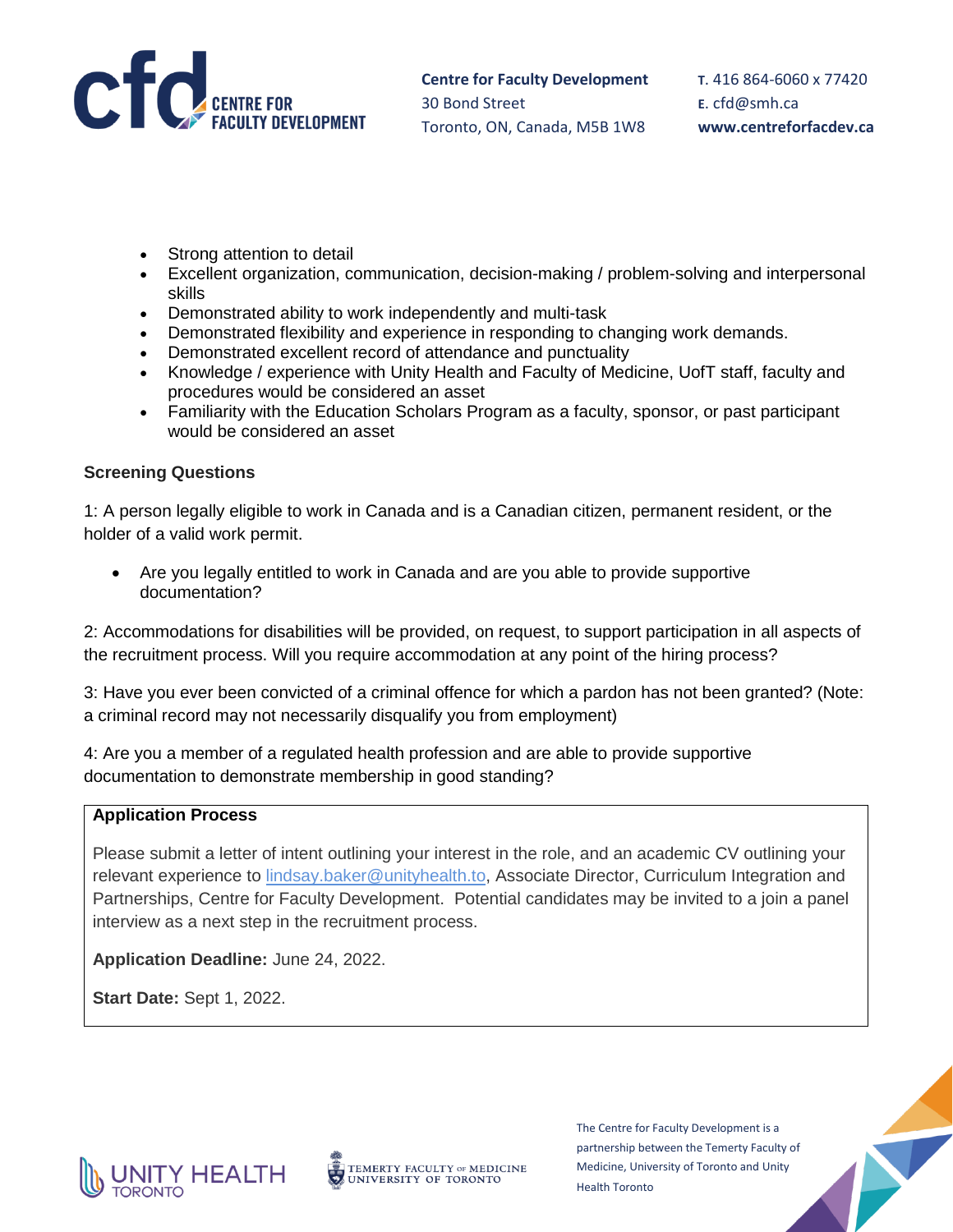- Strong attention to detail
- Excellent organization, communication, decision-making / problem-solving and interpersonal skills
- Demonstrated ability to work independently and multi-task
- Demonstrated flexibility and experience in responding to changing work demands.
- Demonstrated excellent record of attendance and punctuality
- Knowledge / experience with Unity Health and Faculty of Medicine, UofT staff, faculty and procedures would be considered an asset
- Familiarity with the Education Scholars Program as a faculty, sponsor, or past participant would be considered an asset

**Screening Questions**

1: A person legally eligible to work in Canada and is a Canadian citizen, permanent resident, or the holder of a valid work permit.

- Are you legally entitled to work in Canada and are you able to provide supportive documentation?

2: Accommodations for disabilities will be provided, on request, to support participation in all aspects of the recruitment process. Will you require accommodation at any point of the hiring process?

3: Have you ever been convicted of a criminal offence for which a pardon has not been granted? (Note: a criminal record may not necessarily disqualify you from employment)

4: Are you a member of a regulated health profession and are able to provide supportive documentation to demonstrate membership in good standing?

**Application Process**

Please submit a letter of intent outlining your interest in the role, and an academic CV outlining your relevant experience to lindsay.baker@unityhealth.to, Associate Director, Curriculum Integration and Partnerships, Centre for Faculty Development. Potential candidates may be invited to a join a panel interview as a next step in the recruitment process.

**Application Deadline:** June 24, 2022.

**Start Date:** Sept 1, 2022.